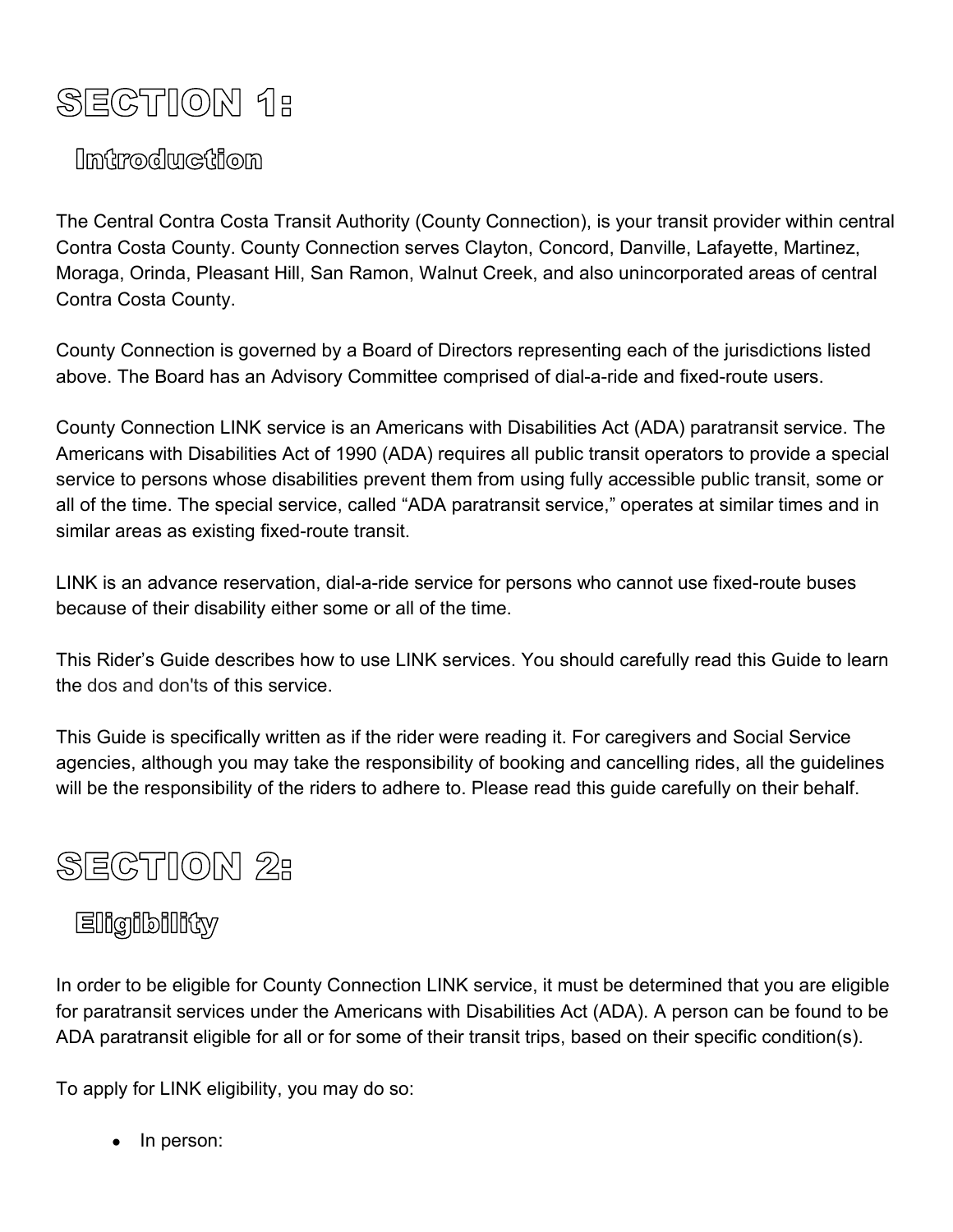# SECTION 1:

## Introduction

The Central Contra Costa Transit Authority (County Connection), is your transit provider within central Contra Costa County. County Connection serves Clayton, Concord, Danville, Lafayette, Martinez, Moraga, Orinda, Pleasant Hill, San Ramon, Walnut Creek, and also unincorporated areas of central Contra Costa County.

County Connection is governed by a Board of Directors representing each of the jurisdictions listed above. The Board has an Advisory Committee comprised of dial-a-ride and fixed-route users.

County Connection LINK service is an Americans with Disabilities Act (ADA) paratransit service. The Americans with Disabilities Act of 1990 (ADA) requires all public transit operators to provide a special service to persons whose disabilities prevent them from using fully accessible public transit, some or all of the time. The special service, called “ADA paratransit service,” operates at similar times and in similar areas as existing fixed-route transit.

LINK is an advance reservation, dial-a-ride service for persons who cannot use fixed-route buses because of their disability either some or all of the time.

This Rider’s Guide describes how to use LINK services. You should carefully read this Guide to learn the dos and don'ts of this service.

This Guide is specifically written as if the rider were reading it. For caregivers and Social Service agencies, although you may take the responsibility of booking and cancelling rides, all the guidelines will be the responsibility of the riders to adhere to. Please read this guide carefully on their behalf.

# SECTION 2:

## Eligibility

In order to be eligible for County Connection LINK service, it must be determined that you are eligible for paratransit services under the Americans with Disabilities Act (ADA). A person can be found to be ADA paratransit eligible for all or for some of their transit trips, based on their specific condition(s).

To apply for LINK eligibility, you may do so:

- In person: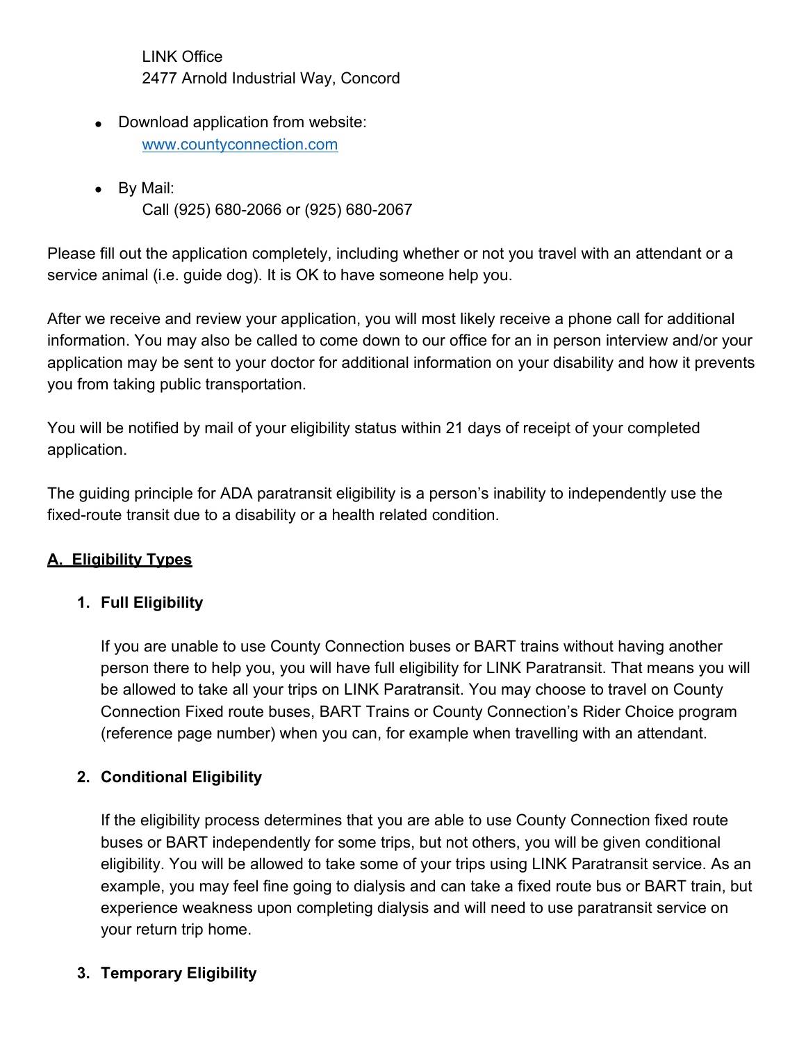LINK Office
2477 Arnold Industrial Way, Concord

- Download application from website:
  [www.countyconnection.com](http://www.countyconnection.com)

- By Mail:
  Call (925) 680-2066 or (925) 680-2067

Please fill out the application completely, including whether or not you travel with an attendant or a service animal (i.e. guide dog). It is OK to have someone help you.

After we receive and review your application, you will most likely receive a phone call for additional information. You may also be called to come down to our office for an in person interview and/or your application may be sent to your doctor for additional information on your disability and how it prevents you from taking public transportation.

You will be notified by mail of your eligibility status within 21 days of receipt of your completed application.

The guiding principle for ADA paratransit eligibility is a person's inability to independently use the fixed-route transit due to a disability or a health related condition.

## A. Eligibility Types

### 1. Full Eligibility

If you are unable to use County Connection buses or BART trains without having another person there to help you, you will have full eligibility for LINK Paratransit. That means you will be allowed to take all your trips on LINK Paratransit. You may choose to travel on County Connection Fixed route buses, BART Trains or County Connection's Rider Choice program (reference page number) when you can, for example when travelling with an attendant.

### 2. Conditional Eligibility

If the eligibility process determines that you are able to use County Connection fixed route buses or BART independently for some trips, but not others, you will be given conditional eligibility. You will be allowed to take some of your trips using LINK Paratransit service. As an example, you may feel fine going to dialysis and can take a fixed route bus or BART train, but experience weakness upon completing dialysis and will need to use paratransit service on your return trip home.

### 3. Temporary Eligibility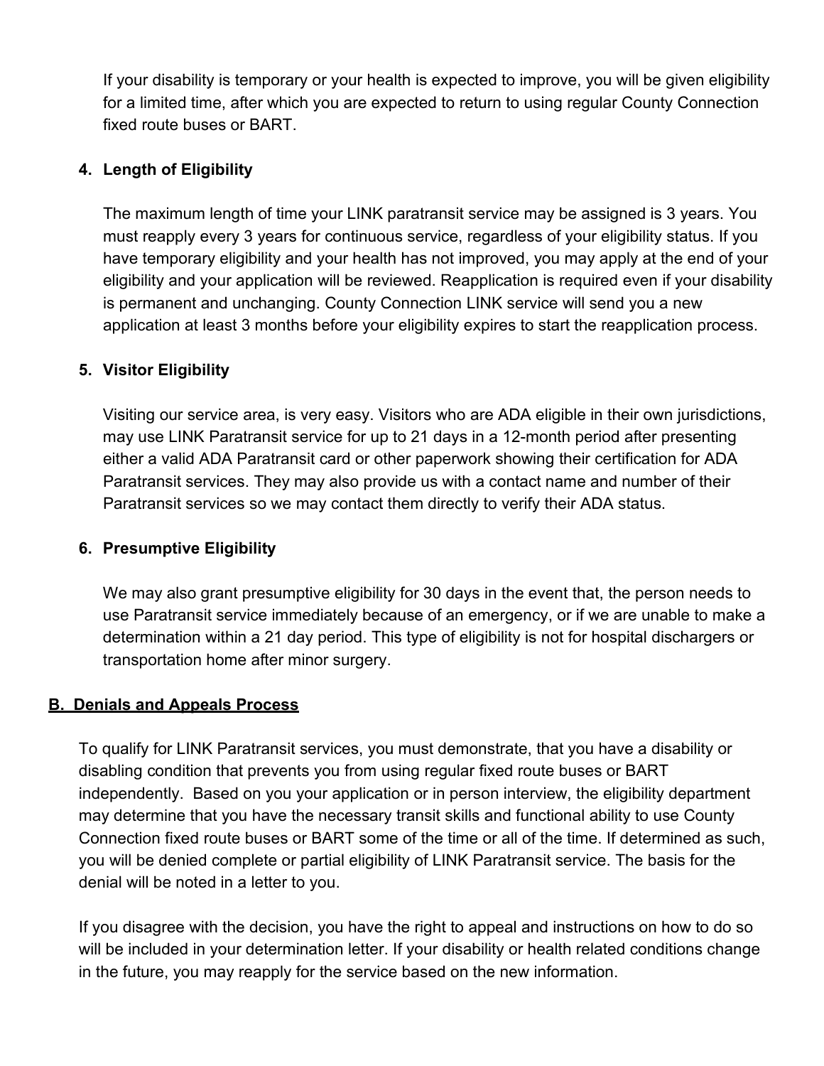If your disability is temporary or your health is expected to improve, you will be given eligibility for a limited time, after which you are expected to return to using regular County Connection fixed route buses or BART.

### 4. Length of Eligibility

The maximum length of time your LINK paratransit service may be assigned is 3 years. You must reapply every 3 years for continuous service, regardless of your eligibility status. If you have temporary eligibility and your health has not improved, you may apply at the end of your eligibility and your application will be reviewed. Reapplication is required even if your disability is permanent and unchanging. County Connection LINK service will send you a new application at least 3 months before your eligibility expires to start the reapplication process.

### 5. Visitor Eligibility

Visiting our service area, is very easy. Visitors who are ADA eligible in their own jurisdictions, may use LINK Paratransit service for up to 21 days in a 12-month period after presenting either a valid ADA Paratransit card or other paperwork showing their certification for ADA Paratransit services. They may also provide us with a contact name and number of their Paratransit services so we may contact them directly to verify their ADA status.

### 6. Presumptive Eligibility

We may also grant presumptive eligibility for 30 days in the event that, the person needs to use Paratransit service immediately because of an emergency, or if we are unable to make a determination within a 21 day period. This type of eligibility is not for hospital dischargers or transportation home after minor surgery.

## B. Denials and Appeals Process

To qualify for LINK Paratransit services, you must demonstrate, that you have a disability or disabling condition that prevents you from using regular fixed route buses or BART independently. Based on you your application or in person interview, the eligibility department may determine that you have the necessary transit skills and functional ability to use County Connection fixed route buses or BART some of the time or all of the time. If determined as such, you will be denied complete or partial eligibility of LINK Paratransit service. The basis for the denial will be noted in a letter to you.

If you disagree with the decision, you have the right to appeal and instructions on how to do so will be included in your determination letter. If your disability or health related conditions change in the future, you may reapply for the service based on the new information.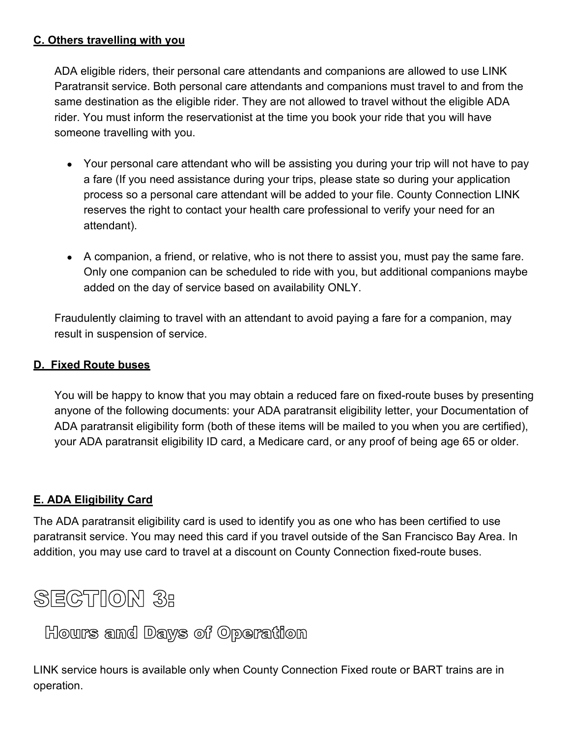### C. Others travelling with you

ADA eligible riders, their personal care attendants and companions are allowed to use LINK Paratransit service. Both personal care attendants and companions must travel to and from the same destination as the eligible rider. They are not allowed to travel without the eligible ADA rider. You must inform the reservationist at the time you book your ride that you will have someone travelling with you.

- Your personal care attendant who will be assisting you during your trip will not have to pay a fare (If you need assistance during your trips, please state so during your application process so a personal care attendant will be added to your file. County Connection LINK reserves the right to contact your health care professional to verify your need for an attendant).

- A companion, a friend, or relative, who is not there to assist you, must pay the same fare. Only one companion can be scheduled to ride with you, but additional companions maybe added on the day of service based on availability ONLY.

Fraudulently claiming to travel with an attendant to avoid paying a fare for a companion, may result in suspension of service.

### D. Fixed Route buses

You will be happy to know that you may obtain a reduced fare on fixed-route buses by presenting anyone of the following documents: your ADA paratransit eligibility letter, your Documentation of ADA paratransit eligibility form (both of these items will be mailed to you when you are certified), your ADA paratransit eligibility ID card, a Medicare card, or any proof of being age 65 or older.

### E. ADA Eligibility Card

The ADA paratransit eligibility card is used to identify you as one who has been certified to use paratransit service. You may need this card if you travel outside of the San Francisco Bay Area. In addition, you may use card to travel at a discount on County Connection fixed-route buses.

# SECTION 3:

## Hours and Days of Operation

LINK service hours is available only when County Connection Fixed route or BART trains are in operation.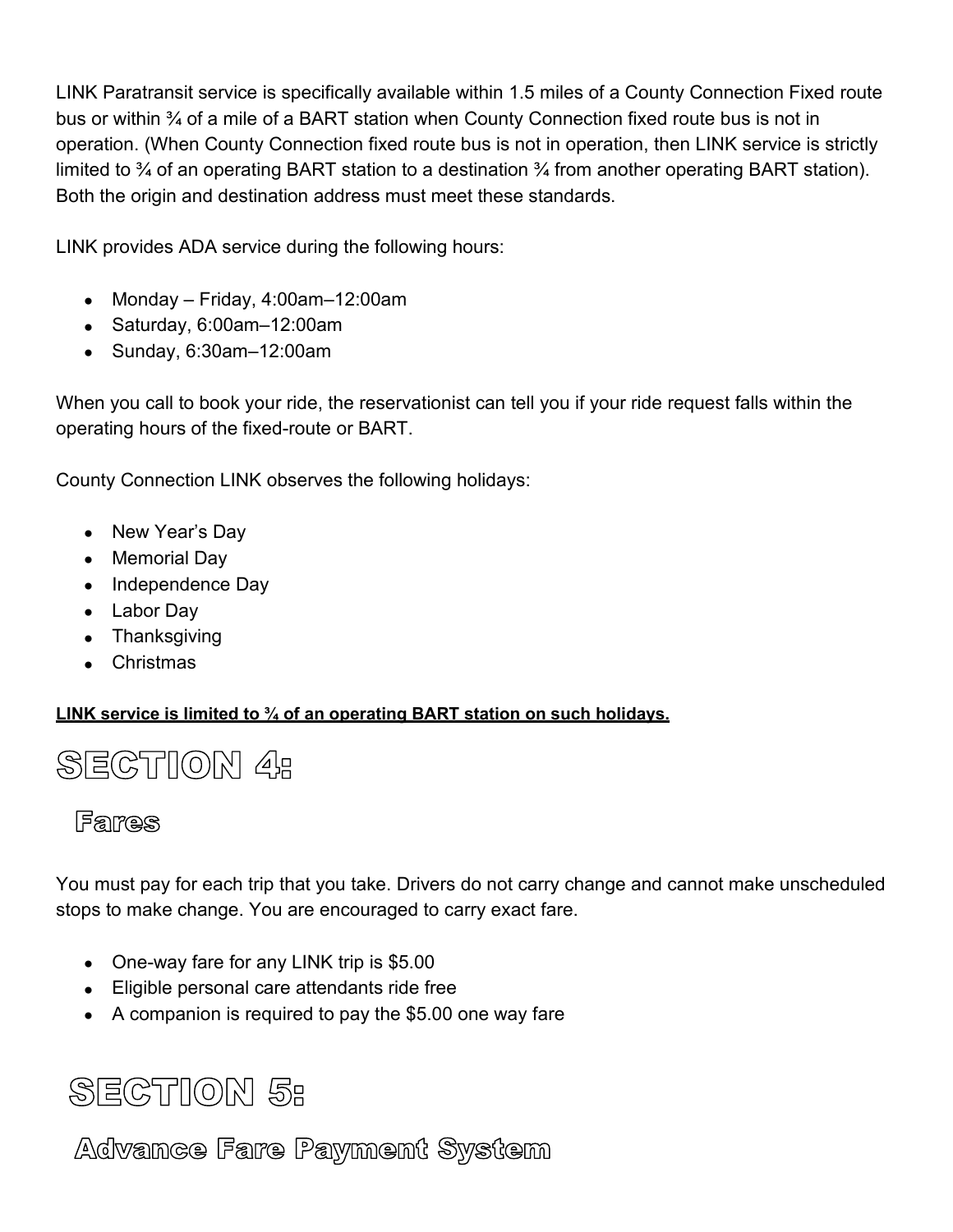LINK Paratransit service is specifically available within 1.5 miles of a County Connection Fixed route bus or within ¾ of a mile of a BART station when County Connection fixed route bus is not in operation. (When County Connection fixed route bus is not in operation, then LINK service is strictly limited to ¾ of an operating BART station to a destination ¾ from another operating BART station). Both the origin and destination address must meet these standards.

LINK provides ADA service during the following hours:

- Monday – Friday, 4:00am–12:00am
- Saturday, 6:00am–12:00am
- Sunday, 6:30am–12:00am

When you call to book your ride, the reservationist can tell you if your ride request falls within the operating hours of the fixed-route or BART.

County Connection LINK observes the following holidays:

- New Year's Day
- Memorial Day
- Independence Day
- Labor Day
- Thanksgiving
- Christmas

**LINK service is limited to ¾ of an operating BART station on such holidays.**

# SECTION 4:

## Fares

You must pay for each trip that you take. Drivers do not carry change and cannot make unscheduled stops to make change. You are encouraged to carry exact fare.

- One-way fare for any LINK trip is $5.00
- Eligible personal care attendants ride free
- A companion is required to pay the $5.00 one way fare

# SECTION 5:

## Advance Fare Payment System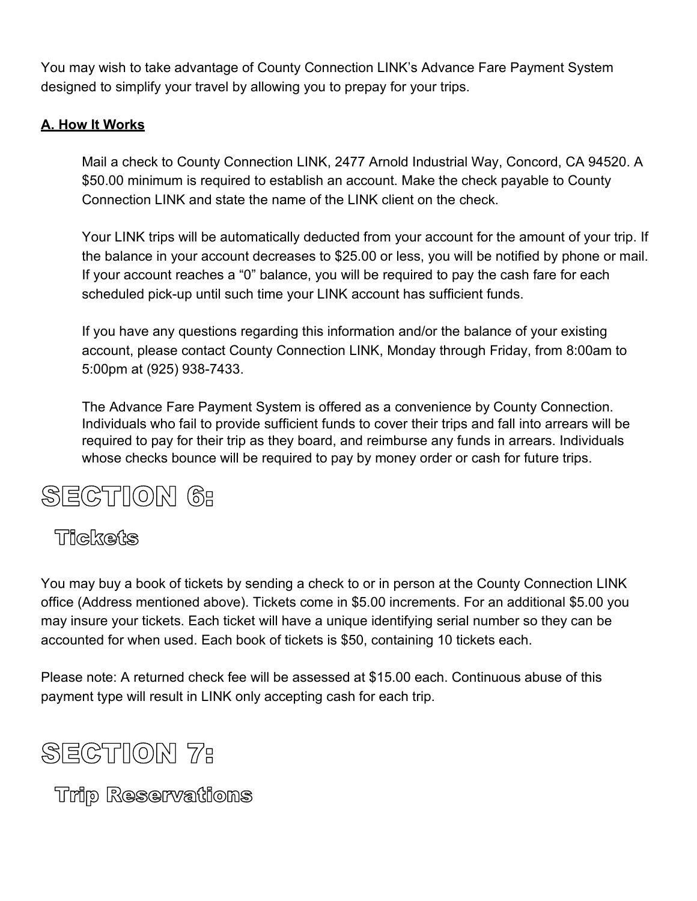You may wish to take advantage of County Connection LINK's Advance Fare Payment System designed to simplify your travel by allowing you to prepay for your trips.

**A. How It Works**

Mail a check to County Connection LINK, 2477 Arnold Industrial Way, Concord, CA 94520. A $50.00 minimum is required to establish an account. Make the check payable to County Connection LINK and state the name of the LINK client on the check.

Your LINK trips will be automatically deducted from your account for the amount of your trip. If the balance in your account decreases to $25.00 or less, you will be notified by phone or mail. If your account reaches a "0" balance, you will be required to pay the cash fare for each scheduled pick-up until such time your LINK account has sufficient funds.

If you have any questions regarding this information and/or the balance of your existing account, please contact County Connection LINK, Monday through Friday, from 8:00am to 5:00pm at (925) 938-7433.

The Advance Fare Payment System is offered as a convenience by County Connection. Individuals who fail to provide sufficient funds to cover their trips and fall into arrears will be required to pay for their trip as they board, and reimburse any funds in arrears. Individuals whose checks bounce will be required to pay by money order or cash for future trips.

# SECTION 6:

## Tickets

You may buy a book of tickets by sending a check to or in person at the County Connection LINK office (Address mentioned above). Tickets come in $5.00 increments. For an additional $5.00 you may insure your tickets. Each ticket will have a unique identifying serial number so they can be accounted for when used. Each book of tickets is $50, containing 10 tickets each.

Please note: A returned check fee will be assessed at $15.00 each. Continuous abuse of this payment type will result in LINK only accepting cash for each trip.

# SECTION 7:

## Trip Reservations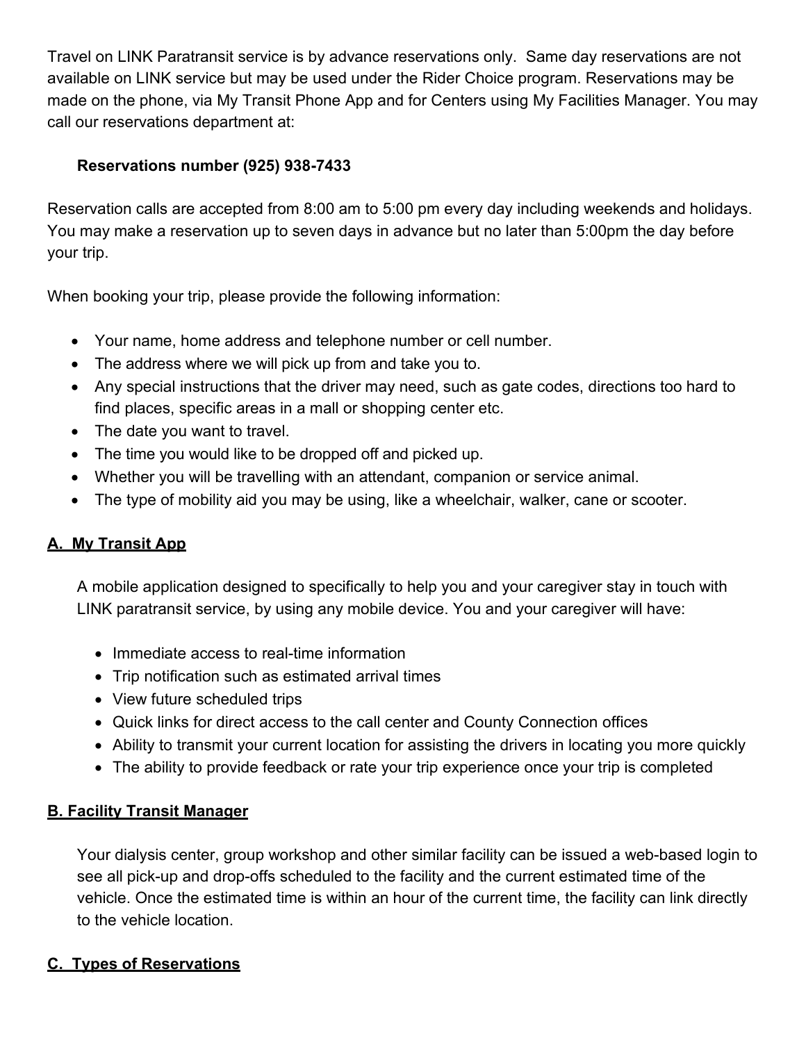Travel on LINK Paratransit service is by advance reservations only. Same day reservations are not available on LINK service but may be used under the Rider Choice program. Reservations may be made on the phone, via My Transit Phone App and for Centers using My Facilities Manager. You may call our reservations department at:

**Reservations number (925) 938-7433**

Reservation calls are accepted from 8:00 am to 5:00 pm every day including weekends and holidays. You may make a reservation up to seven days in advance but no later than 5:00pm the day before your trip.

When booking your trip, please provide the following information:

- Your name, home address and telephone number or cell number.
- The address where we will pick up from and take you to.
- Any special instructions that the driver may need, such as gate codes, directions too hard to find places, specific areas in a mall or shopping center etc.
- The date you want to travel.
- The time you would like to be dropped off and picked up.
- Whether you will be travelling with an attendant, companion or service animal.
- The type of mobility aid you may be using, like a wheelchair, walker, cane or scooter.

## A. My Transit App

A mobile application designed to specifically to help you and your caregiver stay in touch with LINK paratransit service, by using any mobile device. You and your caregiver will have:

- Immediate access to real-time information
- Trip notification such as estimated arrival times
- View future scheduled trips
- Quick links for direct access to the call center and County Connection offices
- Ability to transmit your current location for assisting the drivers in locating you more quickly
- The ability to provide feedback or rate your trip experience once your trip is completed

## B. Facility Transit Manager

Your dialysis center, group workshop and other similar facility can be issued a web-based login to see all pick-up and drop-offs scheduled to the facility and the current estimated time of the vehicle. Once the estimated time is within an hour of the current time, the facility can link directly to the vehicle location.

## C. Types of Reservations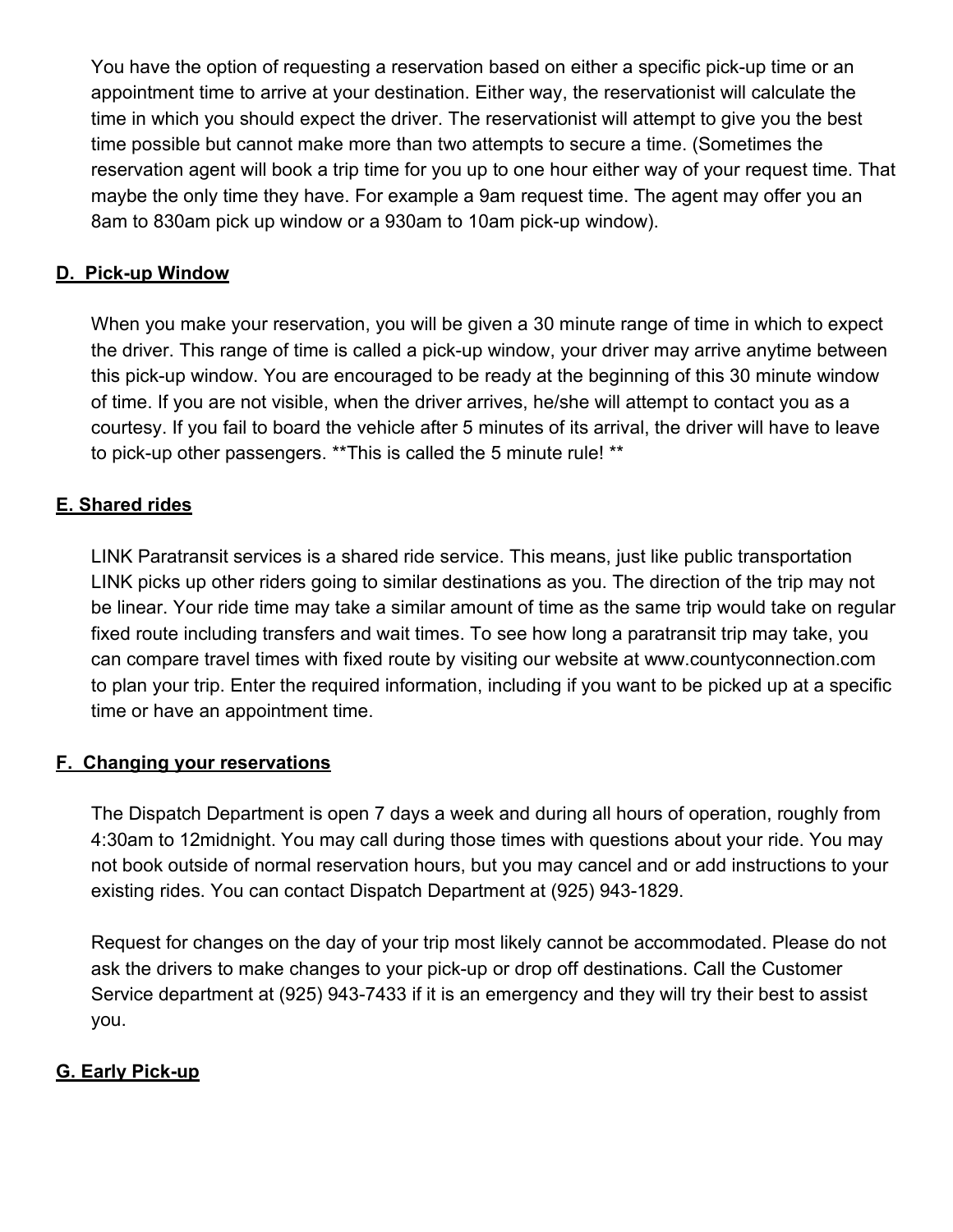You have the option of requesting a reservation based on either a specific pick-up time or an appointment time to arrive at your destination. Either way, the reservationist will calculate the time in which you should expect the driver. The reservationist will attempt to give you the best time possible but cannot make more than two attempts to secure a time. (Sometimes the reservation agent will book a trip time for you up to one hour either way of your request time. That maybe the only time they have. For example a 9am request time. The agent may offer you an 8am to 830am pick up window or a 930am to 10am pick-up window).

## D. Pick-up Window

When you make your reservation, you will be given a 30 minute range of time in which to expect the driver. This range of time is called a pick-up window, your driver may arrive anytime between this pick-up window. You are encouraged to be ready at the beginning of this 30 minute window of time. If you are not visible, when the driver arrives, he/she will attempt to contact you as a courtesy. If you fail to board the vehicle after 5 minutes of its arrival, the driver will have to leave to pick-up other passengers. **This is called the 5 minute rule! **

## E. Shared rides

LINK Paratransit services is a shared ride service. This means, just like public transportation LINK picks up other riders going to similar destinations as you. The direction of the trip may not be linear. Your ride time may take a similar amount of time as the same trip would take on regular fixed route including transfers and wait times. To see how long a paratransit trip may take, you can compare travel times with fixed route by visiting our website at www.countyconnection.com to plan your trip. Enter the required information, including if you want to be picked up at a specific time or have an appointment time.

## F. Changing your reservations

The Dispatch Department is open 7 days a week and during all hours of operation, roughly from 4:30am to 12midnight. You may call during those times with questions about your ride. You may not book outside of normal reservation hours, but you may cancel and or add instructions to your existing rides. You can contact Dispatch Department at (925) 943-1829.

Request for changes on the day of your trip most likely cannot be accommodated. Please do not ask the drivers to make changes to your pick-up or drop off destinations. Call the Customer Service department at (925) 943-7433 if it is an emergency and they will try their best to assist you.

## G. Early Pick-up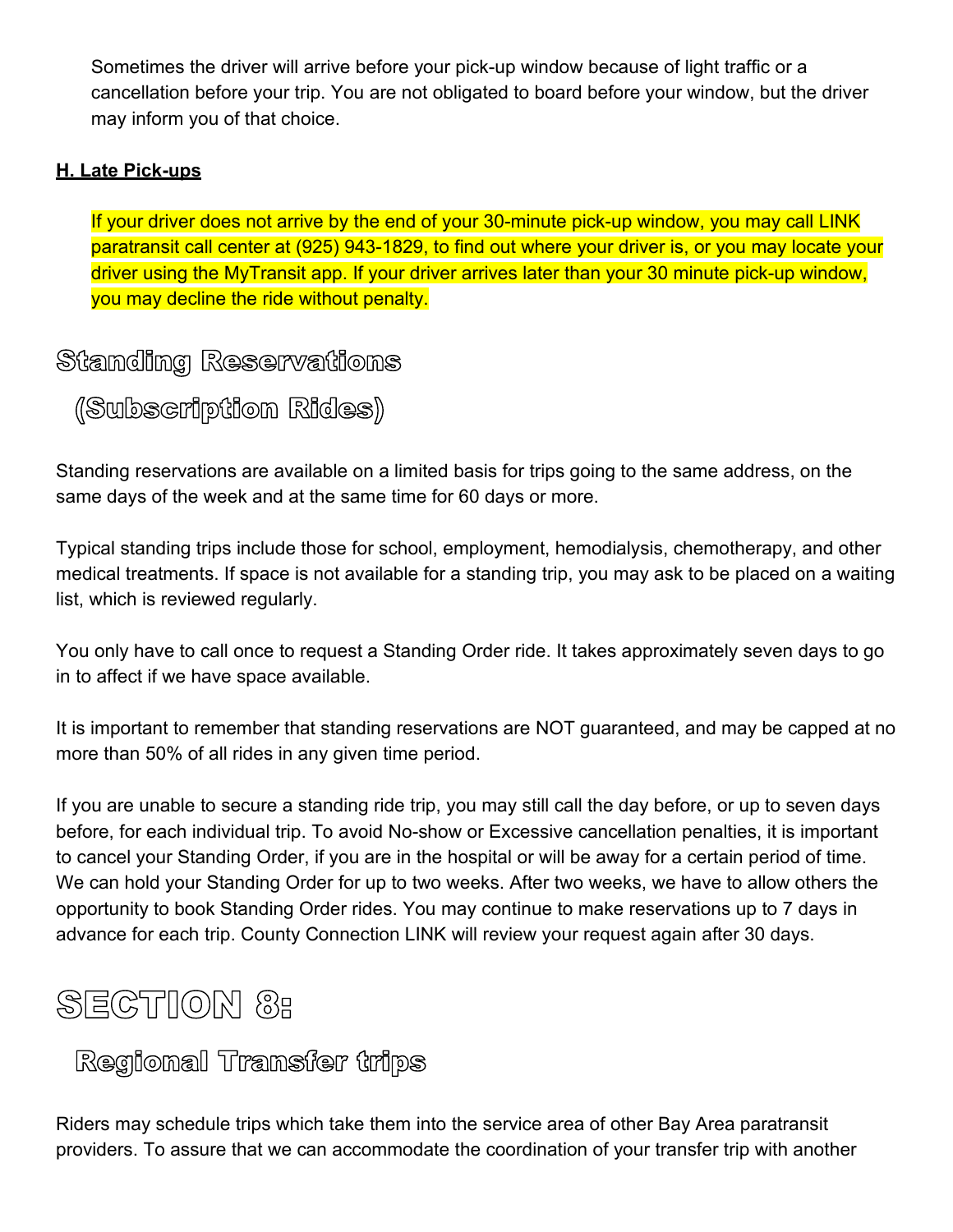Sometimes the driver will arrive before your pick-up window because of light traffic or a cancellation before your trip. You are not obligated to board before your window, but the driver may inform you of that choice.

### H. Late Pick-ups

If your driver does not arrive by the end of your 30-minute pick-up window, you may call LINK paratransit call center at (925) 943-1829, to find out where your driver is, or you may locate your driver using the MyTransit app. If your driver arrives later than your 30 minute pick-up window, you may decline the ride without penalty.

## Standing Reservations (Subscription Rides)

Standing reservations are available on a limited basis for trips going to the same address, on the same days of the week and at the same time for 60 days or more.

Typical standing trips include those for school, employment, hemodialysis, chemotherapy, and other medical treatments. If space is not available for a standing trip, you may ask to be placed on a waiting list, which is reviewed regularly.

You only have to call once to request a Standing Order ride. It takes approximately seven days to go in to affect if we have space available.

It is important to remember that standing reservations are NOT guaranteed, and may be capped at no more than 50% of all rides in any given time period.

If you are unable to secure a standing ride trip, you may still call the day before, or up to seven days before, for each individual trip. To avoid No-show or Excessive cancellation penalties, it is important to cancel your Standing Order, if you are in the hospital or will be away for a certain period of time. We can hold your Standing Order for up to two weeks. After two weeks, we have to allow others the opportunity to book Standing Order rides. You may continue to make reservations up to 7 days in advance for each trip. County Connection LINK will review your request again after 30 days.

# SECTION 8:

## Regional Transfer trips

Riders may schedule trips which take them into the service area of other Bay Area paratransit providers. To assure that we can accommodate the coordination of your transfer trip with another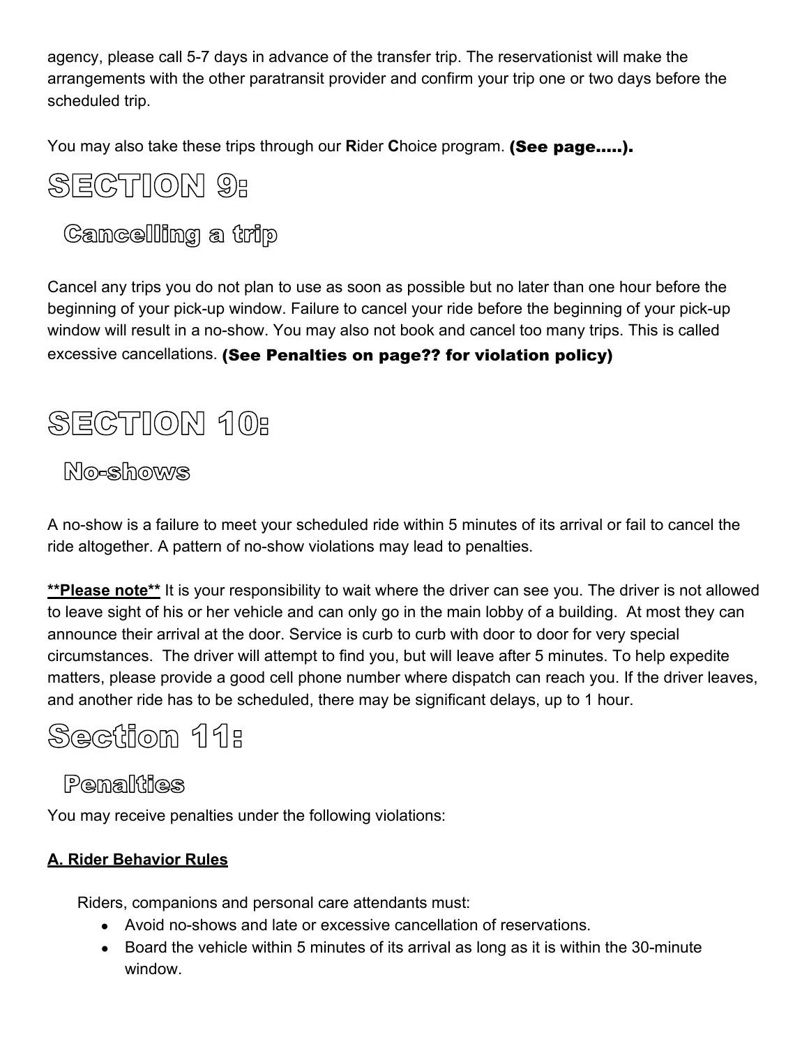agency, please call 5-7 days in advance of the transfer trip. The reservationist will make the arrangements with the other paratransit provider and confirm your trip one or two days before the scheduled trip.

You may also take these trips through our **R**ider **C**hoice program. **(See page.....).**

# SECTION 9:

## Cancelling a trip

Cancel any trips you do not plan to use as soon as possible but no later than one hour before the beginning of your pick-up window. Failure to cancel your ride before the beginning of your pick-up window will result in a no-show. You may also not book and cancel too many trips. This is called excessive cancellations. **(See Penalties on page?? for violation policy)**

# SECTION 10:

## No-shows

A no-show is a failure to meet your scheduled ride within 5 minutes of its arrival or fail to cancel the ride altogether. A pattern of no-show violations may lead to penalties.

**\*\*Please note\*\*** It is your responsibility to wait where the driver can see you. The driver is not allowed to leave sight of his or her vehicle and can only go in the main lobby of a building. At most they can announce their arrival at the door. Service is curb to curb with door to door for very special circumstances. The driver will attempt to find you, but will leave after 5 minutes. To help expedite matters, please provide a good cell phone number where dispatch can reach you. If the driver leaves, and another ride has to be scheduled, there may be significant delays, up to 1 hour.

# Section 11:

## Penalties

You may receive penalties under the following violations:

**A. Rider Behavior Rules**

Riders, companions and personal care attendants must:

- Avoid no-shows and late or excessive cancellation of reservations.
- Board the vehicle within 5 minutes of its arrival as long as it is within the 30-minute window.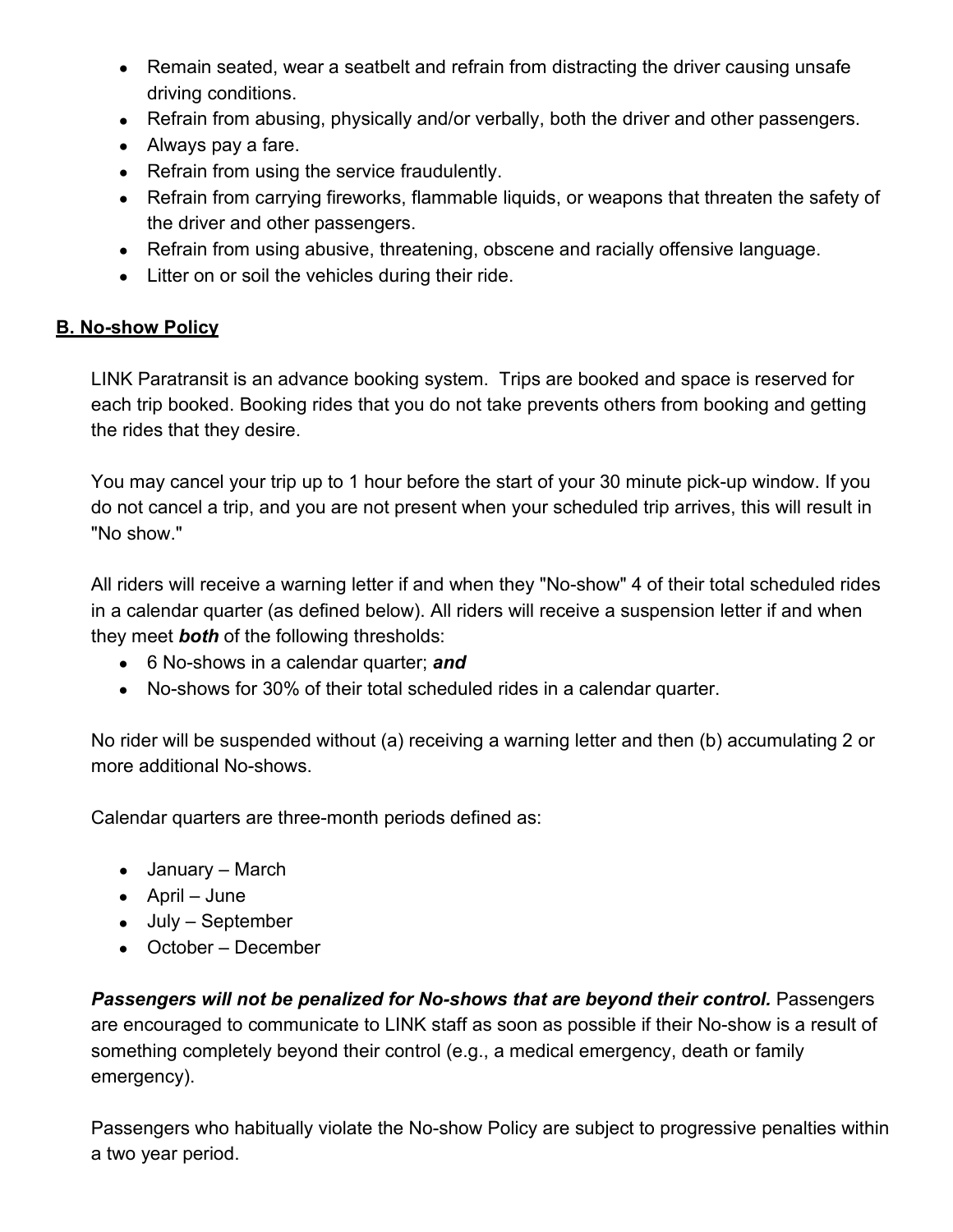- Remain seated, wear a seatbelt and refrain from distracting the driver causing unsafe driving conditions.
- Refrain from abusing, physically and/or verbally, both the driver and other passengers.
- Always pay a fare.
- Refrain from using the service fraudulently.
- Refrain from carrying fireworks, flammable liquids, or weapons that threaten the safety of the driver and other passengers.
- Refrain from using abusive, threatening, obscene and racially offensive language.
- Litter on or soil the vehicles during their ride.

## B. No-show Policy

LINK Paratransit is an advance booking system. Trips are booked and space is reserved for each trip booked. Booking rides that you do not take prevents others from booking and getting the rides that they desire.

You may cancel your trip up to 1 hour before the start of your 30 minute pick-up window. If you do not cancel a trip, and you are not present when your scheduled trip arrives, this will result in "No show."

All riders will receive a warning letter if and when they "No-show" 4 of their total scheduled rides in a calendar quarter (as defined below). All riders will receive a suspension letter if and when they meet ***both*** of the following thresholds:

- 6 No-shows in a calendar quarter; ***and***
- No-shows for 30% of their total scheduled rides in a calendar quarter.

No rider will be suspended without (a) receiving a warning letter and then (b) accumulating 2 or more additional No-shows.

Calendar quarters are three-month periods defined as:

- January – March
- April – June
- July – September
- October – December

***Passengers will not be penalized for No-shows that are beyond their control.*** Passengers are encouraged to communicate to LINK staff as soon as possible if their No-show is a result of something completely beyond their control (e.g., a medical emergency, death or family emergency).

Passengers who habitually violate the No-show Policy are subject to progressive penalties within a two year period.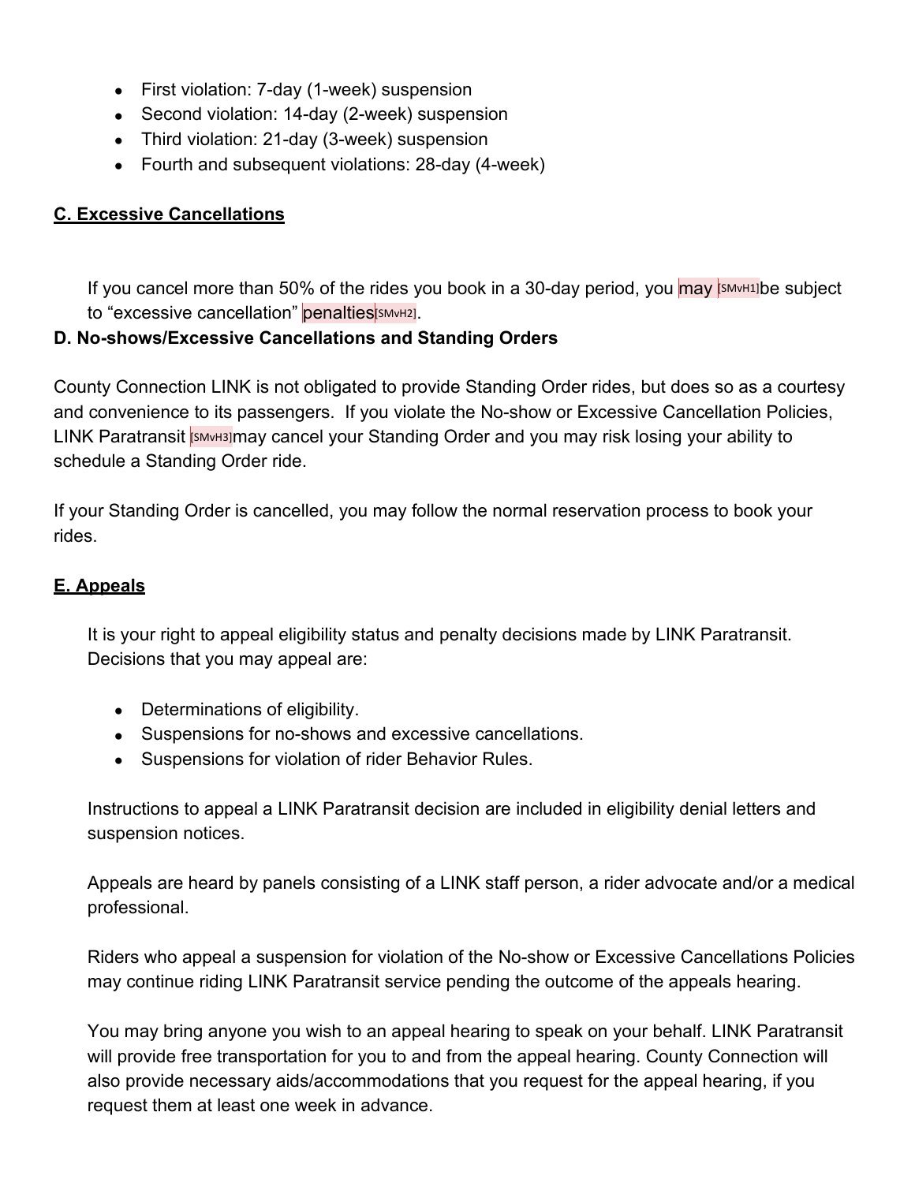- First violation: 7-day (1-week) suspension
- Second violation: 14-day (2-week) suspension
- Third violation: 21-day (3-week) suspension
- Fourth and subsequent violations: 28-day (4-week)

## C. Excessive Cancellations

If you cancel more than 50% of the rides you book in a 30-day period, you may [SMvH1]be subject to "excessive cancellation" penalties[SMvH2].

## D. No-shows/Excessive Cancellations and Standing Orders

County Connection LINK is not obligated to provide Standing Order rides, but does so as a courtesy and convenience to its passengers. If you violate the No-show or Excessive Cancellation Policies, LINK Paratransit [SMvH3]may cancel your Standing Order and you may risk losing your ability to schedule a Standing Order ride.

If your Standing Order is cancelled, you may follow the normal reservation process to book your rides.

## E. Appeals

It is your right to appeal eligibility status and penalty decisions made by LINK Paratransit. Decisions that you may appeal are:

- Determinations of eligibility.
- Suspensions for no-shows and excessive cancellations.
- Suspensions for violation of rider Behavior Rules.

Instructions to appeal a LINK Paratransit decision are included in eligibility denial letters and suspension notices.

Appeals are heard by panels consisting of a LINK staff person, a rider advocate and/or a medical professional.

Riders who appeal a suspension for violation of the No-show or Excessive Cancellations Policies may continue riding LINK Paratransit service pending the outcome of the appeals hearing.

You may bring anyone you wish to an appeal hearing to speak on your behalf. LINK Paratransit will provide free transportation for you to and from the appeal hearing. County Connection will also provide necessary aids/accommodations that you request for the appeal hearing, if you request them at least one week in advance.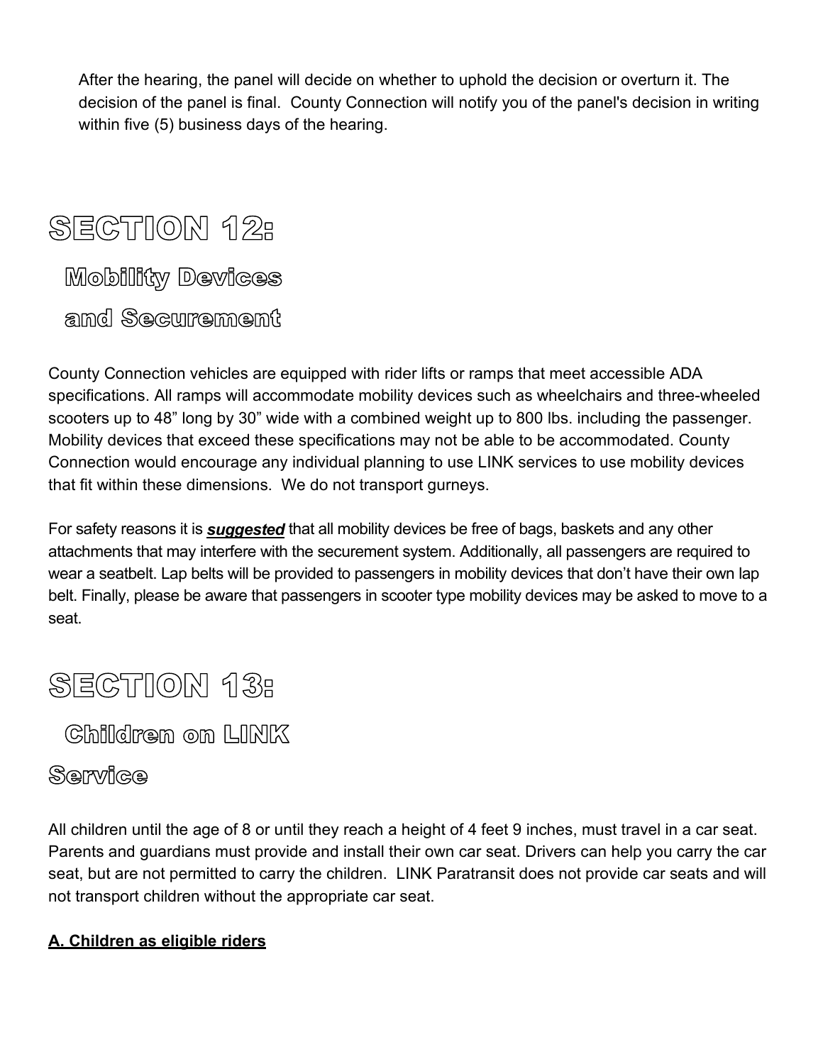After the hearing, the panel will decide on whether to uphold the decision or overturn it. The decision of the panel is final. County Connection will notify you of the panel's decision in writing within five (5) business days of the hearing.

# SECTION 12:

## Mobility Devices and Securement

County Connection vehicles are equipped with rider lifts or ramps that meet accessible ADA specifications. All ramps will accommodate mobility devices such as wheelchairs and three-wheeled scooters up to 48" long by 30" wide with a combined weight up to 800 lbs. including the passenger. Mobility devices that exceed these specifications may not be able to be accommodated. County Connection would encourage any individual planning to use LINK services to use mobility devices that fit within these dimensions. We do not transport gurneys.

For safety reasons it is ***suggested*** that all mobility devices be free of bags, baskets and any other attachments that may interfere with the securement system. Additionally, all passengers are required to wear a seatbelt. Lap belts will be provided to passengers in mobility devices that don't have their own lap belt. Finally, please be aware that passengers in scooter type mobility devices may be asked to move to a seat.

# SECTION 13:

## Children on LINK Service

All children until the age of 8 or until they reach a height of 4 feet 9 inches, must travel in a car seat. Parents and guardians must provide and install their own car seat. Drivers can help you carry the car seat, but are not permitted to carry the children. LINK Paratransit does not provide car seats and will not transport children without the appropriate car seat.

### A. Children as eligible riders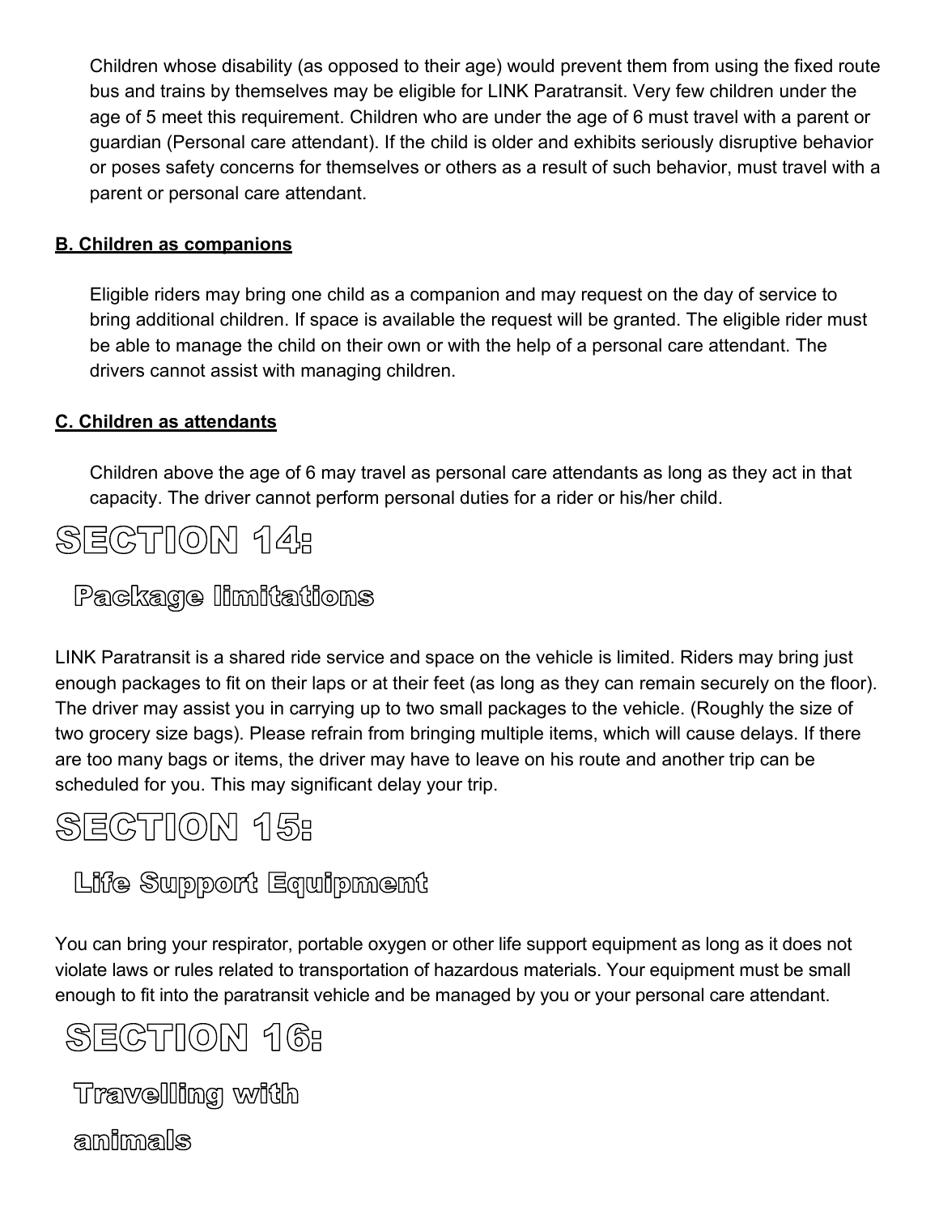Children whose disability (as opposed to their age) would prevent them from using the fixed route bus and trains by themselves may be eligible for LINK Paratransit. Very few children under the age of 5 meet this requirement. Children who are under the age of 6 must travel with a parent or guardian (Personal care attendant). If the child is older and exhibits seriously disruptive behavior or poses safety concerns for themselves or others as a result of such behavior, must travel with a parent or personal care attendant.

**B. Children as companions**

Eligible riders may bring one child as a companion and may request on the day of service to bring additional children. If space is available the request will be granted. The eligible rider must be able to manage the child on their own or with the help of a personal care attendant. The drivers cannot assist with managing children.

**C. Children as attendants**

Children above the age of 6 may travel as personal care attendants as long as they act in that capacity. The driver cannot perform personal duties for a rider or his/her child.

# SECTION 14:

## Package limitations

LINK Paratransit is a shared ride service and space on the vehicle is limited. Riders may bring just enough packages to fit on their laps or at their feet (as long as they can remain securely on the floor). The driver may assist you in carrying up to two small packages to the vehicle. (Roughly the size of two grocery size bags). Please refrain from bringing multiple items, which will cause delays. If there are too many bags or items, the driver may have to leave on his route and another trip can be scheduled for you. This may significant delay your trip.

# SECTION 15:

## Life Support Equipment

You can bring your respirator, portable oxygen or other life support equipment as long as it does not violate laws or rules related to transportation of hazardous materials. Your equipment must be small enough to fit into the paratransit vehicle and be managed by you or your personal care attendant.

# SECTION 16:

## Travelling with animals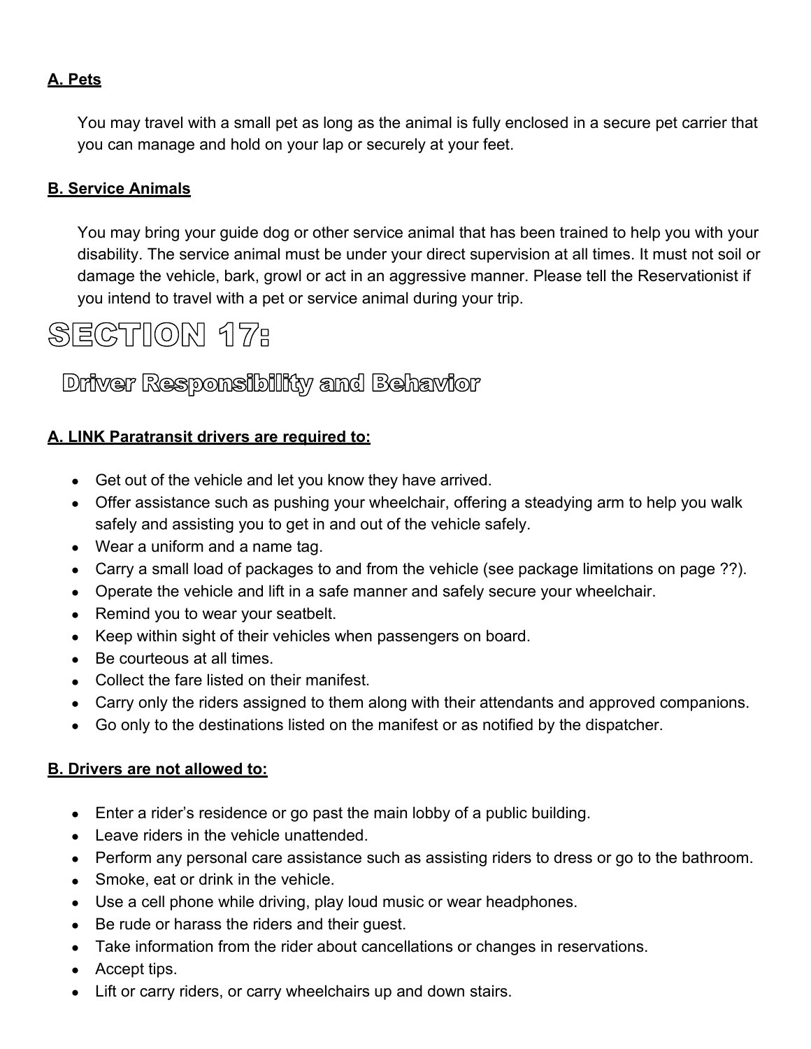### A. Pets

You may travel with a small pet as long as the animal is fully enclosed in a secure pet carrier that you can manage and hold on your lap or securely at your feet.

### B. Service Animals

You may bring your guide dog or other service animal that has been trained to help you with your disability. The service animal must be under your direct supervision at all times. It must not soil or damage the vehicle, bark, growl or act in an aggressive manner. Please tell the Reservationist if you intend to travel with a pet or service animal during your trip.

# SECTION 17:

## Driver Responsibility and Behavior

### A. LINK Paratransit drivers are required to:

- Get out of the vehicle and let you know they have arrived.
- Offer assistance such as pushing your wheelchair, offering a steadying arm to help you walk safely and assisting you to get in and out of the vehicle safely.
- Wear a uniform and a name tag.
- Carry a small load of packages to and from the vehicle (see package limitations on page ??).
- Operate the vehicle and lift in a safe manner and safely secure your wheelchair.
- Remind you to wear your seatbelt.
- Keep within sight of their vehicles when passengers on board.
- Be courteous at all times.
- Collect the fare listed on their manifest.
- Carry only the riders assigned to them along with their attendants and approved companions.
- Go only to the destinations listed on the manifest or as notified by the dispatcher.

### B. Drivers are not allowed to:

- Enter a rider's residence or go past the main lobby of a public building.
- Leave riders in the vehicle unattended.
- Perform any personal care assistance such as assisting riders to dress or go to the bathroom.
- Smoke, eat or drink in the vehicle.
- Use a cell phone while driving, play loud music or wear headphones.
- Be rude or harass the riders and their guest.
- Take information from the rider about cancellations or changes in reservations.
- Accept tips.
- Lift or carry riders, or carry wheelchairs up and down stairs.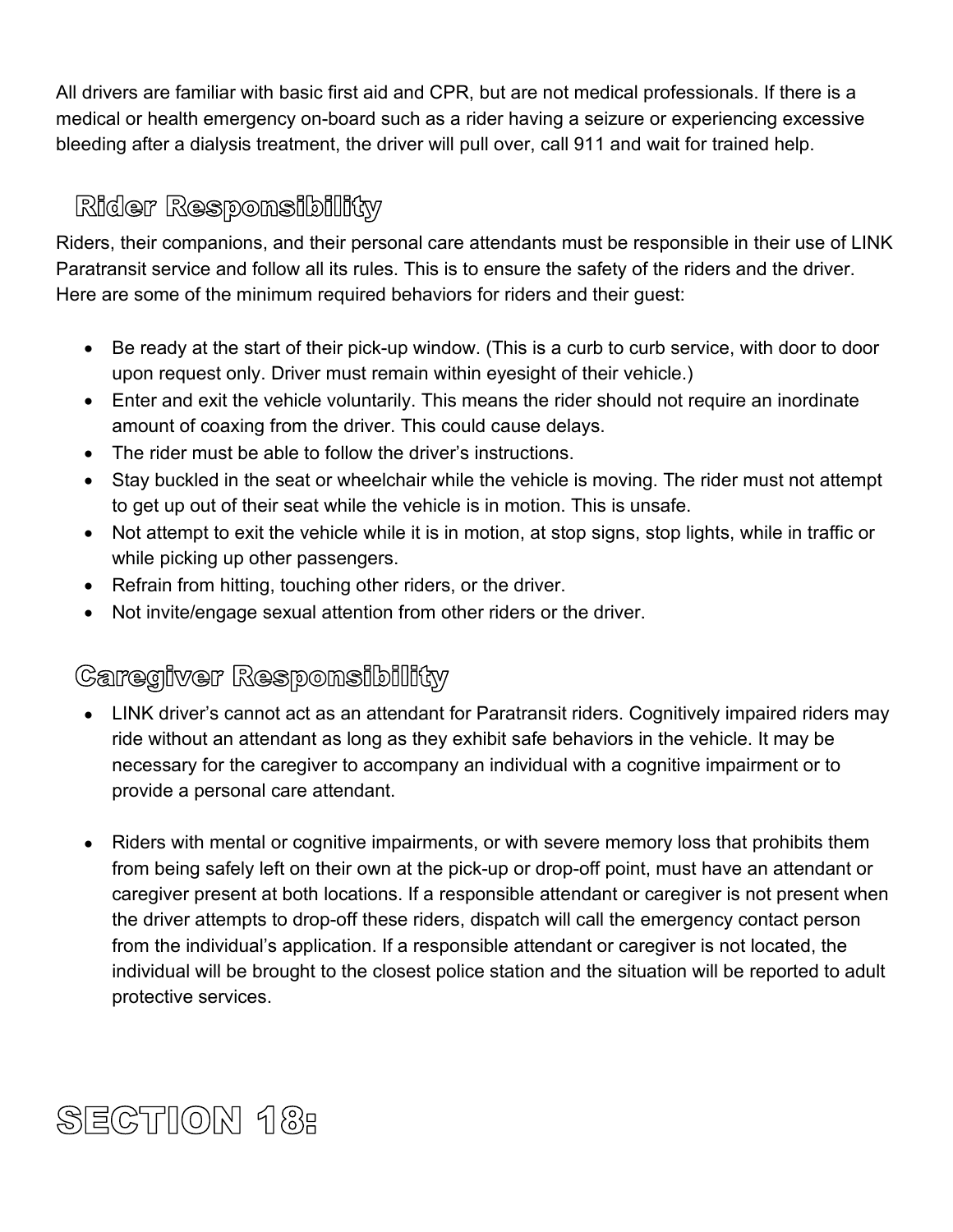All drivers are familiar with basic first aid and CPR, but are not medical professionals. If there is a medical or health emergency on-board such as a rider having a seizure or experiencing excessive bleeding after a dialysis treatment, the driver will pull over, call 911 and wait for trained help.

## Rider Responsibility

Riders, their companions, and their personal care attendants must be responsible in their use of LINK Paratransit service and follow all its rules. This is to ensure the safety of the riders and the driver. Here are some of the minimum required behaviors for riders and their guest:

- Be ready at the start of their pick-up window. (This is a curb to curb service, with door to door upon request only. Driver must remain within eyesight of their vehicle.)
- Enter and exit the vehicle voluntarily. This means the rider should not require an inordinate amount of coaxing from the driver. This could cause delays.
- The rider must be able to follow the driver's instructions.
- Stay buckled in the seat or wheelchair while the vehicle is moving. The rider must not attempt to get up out of their seat while the vehicle is in motion. This is unsafe.
- Not attempt to exit the vehicle while it is in motion, at stop signs, stop lights, while in traffic or while picking up other passengers.
- Refrain from hitting, touching other riders, or the driver.
- Not invite/engage sexual attention from other riders or the driver.

## Caregiver Responsibility

- LINK driver's cannot act as an attendant for Paratransit riders. Cognitively impaired riders may ride without an attendant as long as they exhibit safe behaviors in the vehicle. It may be necessary for the caregiver to accompany an individual with a cognitive impairment or to provide a personal care attendant.

- Riders with mental or cognitive impairments, or with severe memory loss that prohibits them from being safely left on their own at the pick-up or drop-off point, must have an attendant or caregiver present at both locations. If a responsible attendant or caregiver is not present when the driver attempts to drop-off these riders, dispatch will call the emergency contact person from the individual's application. If a responsible attendant or caregiver is not located, the individual will be brought to the closest police station and the situation will be reported to adult protective services.

# SECTION 18: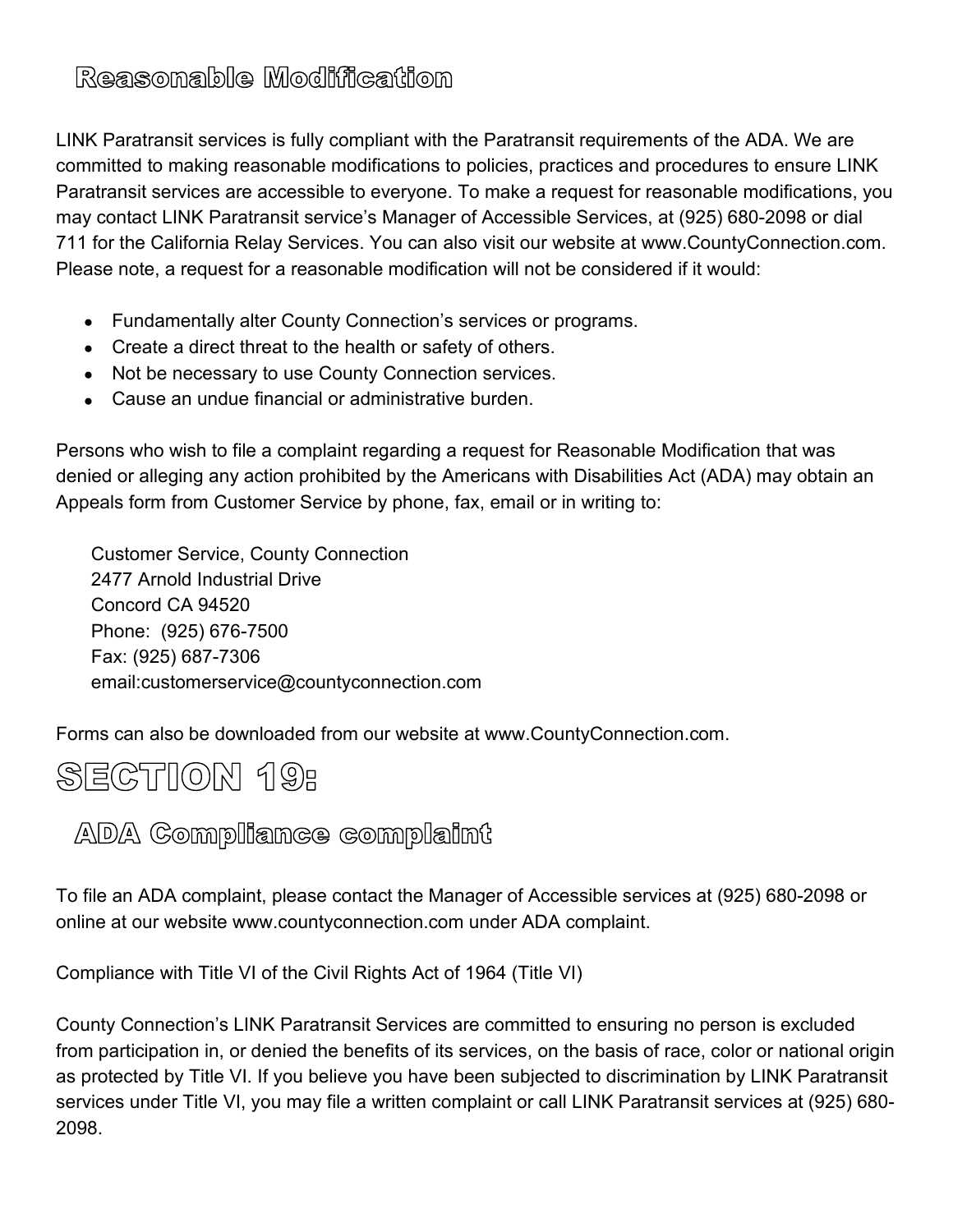## Reasonable Modification

LINK Paratransit services is fully compliant with the Paratransit requirements of the ADA. We are committed to making reasonable modifications to policies, practices and procedures to ensure LINK Paratransit services are accessible to everyone. To make a request for reasonable modifications, you may contact LINK Paratransit service's Manager of Accessible Services, at (925) 680-2098 or dial 711 for the California Relay Services. You can also visit our website at www.CountyConnection.com. Please note, a request for a reasonable modification will not be considered if it would:

- Fundamentally alter County Connection's services or programs.
- Create a direct threat to the health or safety of others.
- Not be necessary to use County Connection services.
- Cause an undue financial or administrative burden.

Persons who wish to file a complaint regarding a request for Reasonable Modification that was denied or alleging any action prohibited by the Americans with Disabilities Act (ADA) may obtain an Appeals form from Customer Service by phone, fax, email or in writing to:

Customer Service, County Connection
2477 Arnold Industrial Drive
Concord CA 94520
Phone: (925) 676-7500
Fax: (925) 687-7306
email:customerservice@countyconnection.com

Forms can also be downloaded from our website at www.CountyConnection.com.

# SECTION 19:

## ADA Compliance complaint

To file an ADA complaint, please contact the Manager of Accessible services at (925) 680-2098 or online at our website www.countyconnection.com under ADA complaint.

Compliance with Title VI of the Civil Rights Act of 1964 (Title VI)

County Connection's LINK Paratransit Services are committed to ensuring no person is excluded from participation in, or denied the benefits of its services, on the basis of race, color or national origin as protected by Title VI. If you believe you have been subjected to discrimination by LINK Paratransit services under Title VI, you may file a written complaint or call LINK Paratransit services at (925) 680-2098.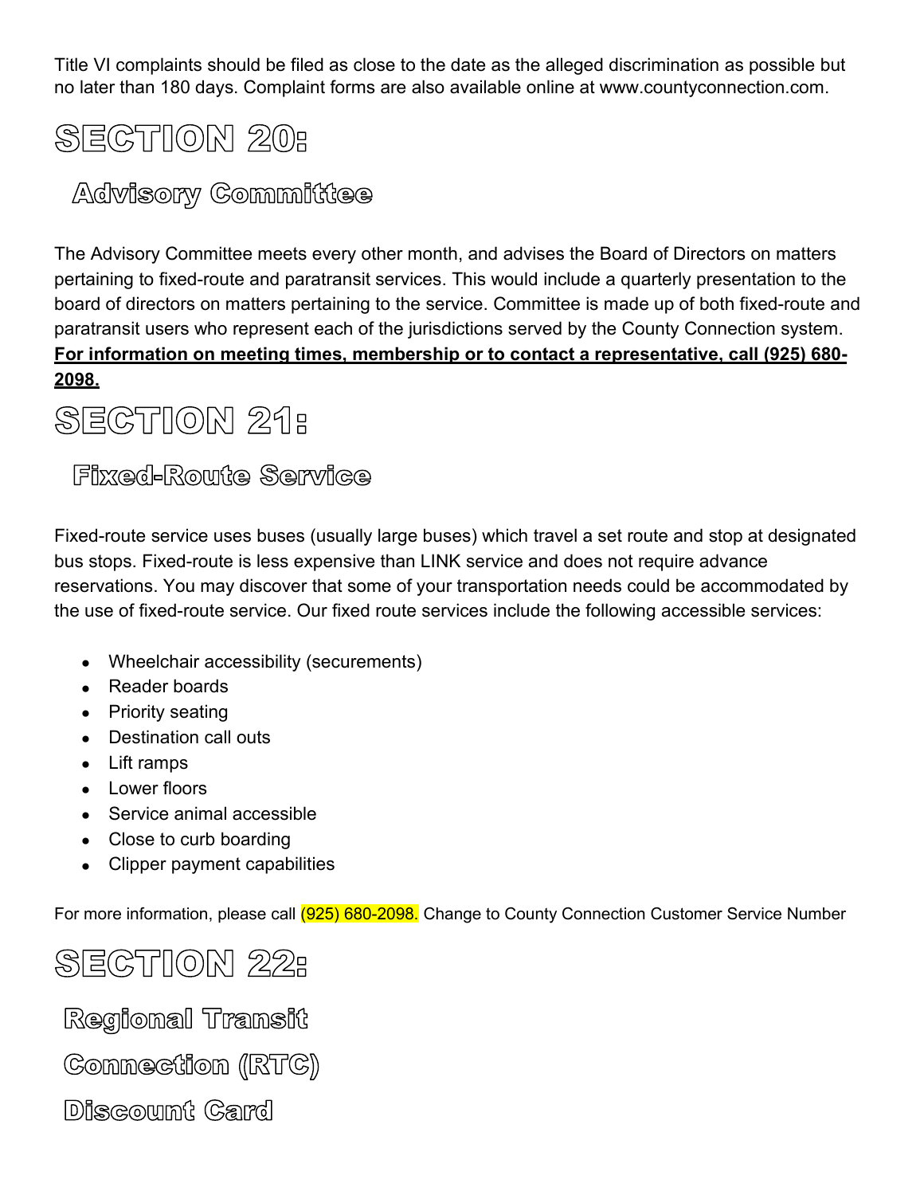Title VI complaints should be filed as close to the date as the alleged discrimination as possible but no later than 180 days. Complaint forms are also available online at www.countyconnection.com.

# SECTION 20:

## Advisory Committee

The Advisory Committee meets every other month, and advises the Board of Directors on matters pertaining to fixed-route and paratransit services. This would include a quarterly presentation to the board of directors on matters pertaining to the service. Committee is made up of both fixed-route and paratransit users who represent each of the jurisdictions served by the County Connection system. **For information on meeting times, membership or to contact a representative, call (925) 680-2098.**

# SECTION 21:

## Fixed-Route Service

Fixed-route service uses buses (usually large buses) which travel a set route and stop at designated bus stops. Fixed-route is less expensive than LINK service and does not require advance reservations. You may discover that some of your transportation needs could be accommodated by the use of fixed-route service. Our fixed route services include the following accessible services:

- Wheelchair accessibility (securements)
- Reader boards
- Priority seating
- Destination call outs
- Lift ramps
- Lower floors
- Service animal accessible
- Close to curb boarding
- Clipper payment capabilities

For more information, please call (925) 680-2098. Change to County Connection Customer Service Number

# SECTION 22:

## Regional Transit Connection (RTC) Discount Card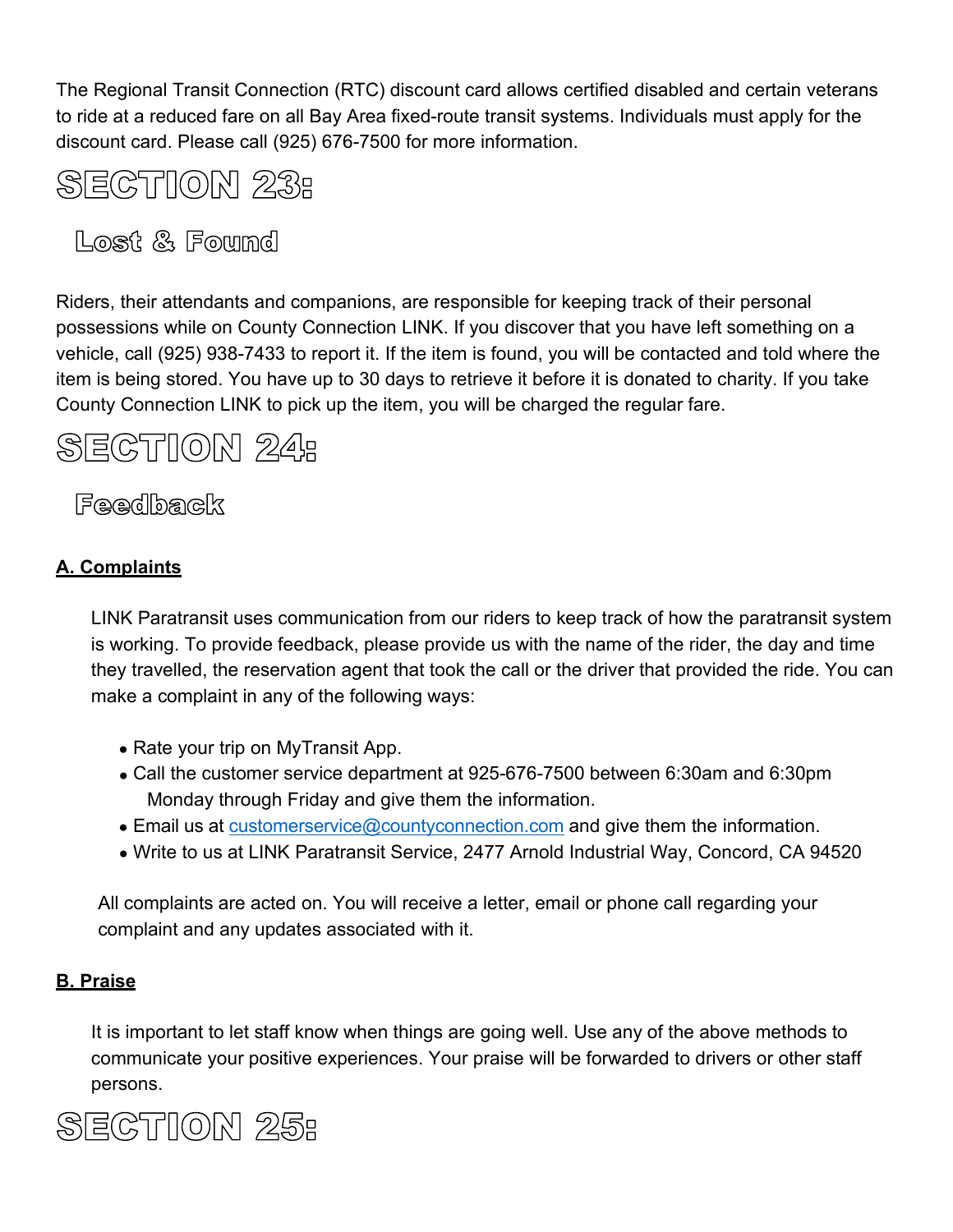The Regional Transit Connection (RTC) discount card allows certified disabled and certain veterans to ride at a reduced fare on all Bay Area fixed-route transit systems. Individuals must apply for the discount card. Please call (925) 676-7500 for more information.

# SECTION 23:

## Lost & Found

Riders, their attendants and companions, are responsible for keeping track of their personal possessions while on County Connection LINK. If you discover that you have left something on a vehicle, call (925) 938-7433 to report it. If the item is found, you will be contacted and told where the item is being stored. You have up to 30 days to retrieve it before it is donated to charity. If you take County Connection LINK to pick up the item, you will be charged the regular fare.

# SECTION 24:

## Feedback

### A. Complaints

LINK Paratransit uses communication from our riders to keep track of how the paratransit system is working. To provide feedback, please provide us with the name of the rider, the day and time they travelled, the reservation agent that took the call or the driver that provided the ride. You can make a complaint in any of the following ways:

- Rate your trip on MyTransit App.
- Call the customer service department at 925-676-7500 between 6:30am and 6:30pm Monday through Friday and give them the information.
- Email us at customerservice@countyconnection.com and give them the information.
- Write to us at LINK Paratransit Service, 2477 Arnold Industrial Way, Concord, CA 94520

All complaints are acted on. You will receive a letter, email or phone call regarding your complaint and any updates associated with it.

### B. Praise

It is important to let staff know when things are going well. Use any of the above methods to communicate your positive experiences. Your praise will be forwarded to drivers or other staff persons.

# SECTION 25: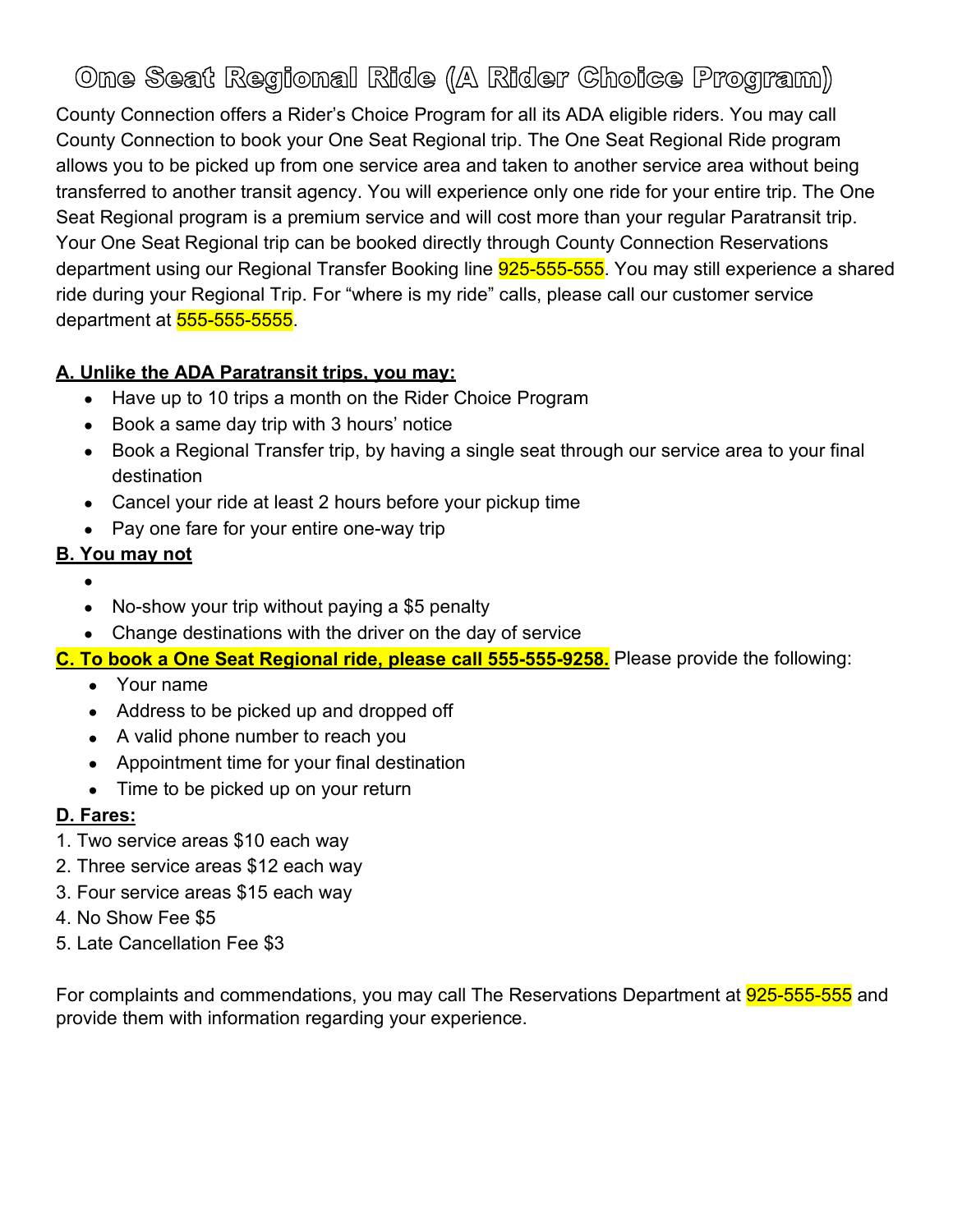# One Seat Regional Ride (A Rider Choice Program)

County Connection offers a Rider's Choice Program for all its ADA eligible riders. You may call County Connection to book your One Seat Regional trip. The One Seat Regional Ride program allows you to be picked up from one service area and taken to another service area without being transferred to another transit agency. You will experience only one ride for your entire trip. The One Seat Regional program is a premium service and will cost more than your regular Paratransit trip. Your One Seat Regional trip can be booked directly through County Connection Reservations department using our Regional Transfer Booking line 925-555-555. You may still experience a shared ride during your Regional Trip. For "where is my ride" calls, please call our customer service department at 555-555-5555.

**A. Unlike the ADA Paratransit trips, you may:**

- Have up to 10 trips a month on the Rider Choice Program
- Book a same day trip with 3 hours' notice
- Book a Regional Transfer trip, by having a single seat through our service area to your final destination
- Cancel your ride at least 2 hours before your pickup time
- Pay one fare for your entire one-way trip

**B. You may not**

- 
- No-show your trip without paying a $5 penalty
- Change destinations with the driver on the day of service

**C. To book a One Seat Regional ride, please call 555-555-9258.** Please provide the following:

- Your name
- Address to be picked up and dropped off
- A valid phone number to reach you
- Appointment time for your final destination
- Time to be picked up on your return

**D. Fares:**

1. Two service areas $10 each way
2. Three service areas $12 each way
3. Four service areas $15 each way
4. No Show Fee $5
5. Late Cancellation Fee $3

For complaints and commendations, you may call The Reservations Department at 925-555-555 and provide them with information regarding your experience.